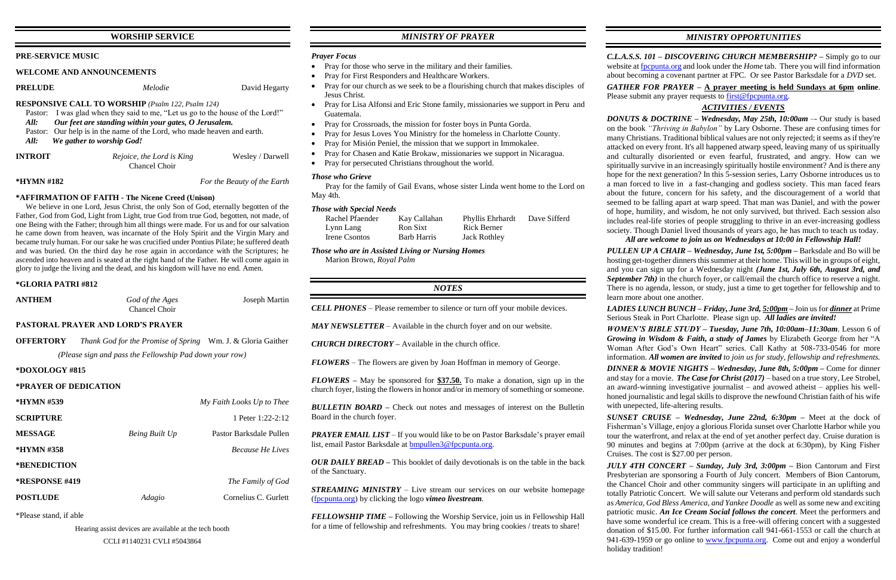## WORSHIP SERVICE

**PRE-SERVICE MUSIC**

**WELCOME AND ANNOUNCEMENTS**

**PRELUDE** *Melodie* David Hegarty

**RESPONSIVE CALL TO WORSHIP** *(Psalm 122, Psalm 124)*

Pastor: I was glad when they said to me, "Let us go to the house of the Lord!"

***All: Our feet are standing within your gates, O Jerusalem.***

Pastor: Our help is in the name of the Lord, who made heaven and earth.

***All: We gather to worship God!***

**INTROIT** *Rejoice, the Lord is King* Wesley / Darwell
Chancel Choir

**\*HYMN #182** *For the Beauty of the Earth*

**\*AFFIRMATION OF FAITH - The Nicene Creed (Unison)**

We believe in one Lord, Jesus Christ, the only Son of God, eternally begotten of the Father, God from God, Light from Light, true God from true God, begotten, not made, of one Being with the Father; through him all things were made. For us and for our salvation he came down from heaven, was incarnate of the Holy Spirit and the Virgin Mary and became truly human. For our sake he was crucified under Pontius Pilate; he suffered death and was buried. On the third day he rose again in accordance with the Scriptures; he ascended into heaven and is seated at the right hand of the Father. He will come again in glory to judge the living and the dead, and his kingdom will have no end. Amen.

**\*GLORIA PATRI #812**

**ANTHEM** *God of the Ages* Joseph Martin
Chancel Choir

**PASTORAL PRAYER AND LORD'S PRAYER**

**OFFERTORY** *Thank God for the Promise of Spring* Wm. J. & Gloria Gaither

*(Please sign and pass the Fellowship Pad down your row)*

**\*DOXOLOGY #815**

**\*PRAYER OF DEDICATION**

**\*HYMN #539** *My Faith Looks Up to Thee*

**SCRIPTURE** 1 Peter 1:22-2:12

**MESSAGE** *Being Built Up* Pastor Barksdale Pullen

**\*HYMN #358** *Because He Lives*

**\*BENEDICTION**

**\*RESPONSE #419** *The Family of God*

**POSTLUDE** *Adagio* Cornelius C. Gurlett

\*Please stand, if able

Hearing assist devices are available at the tech booth

CCLI #1140231 CVLI #5043864

## *MINISTRY OF PRAYER*

***Prayer Focus***

- Pray for those who serve in the military and their families.
- Pray for First Responders and Healthcare Workers.
- Pray for our church as we seek to be a flourishing church that makes disciples of Jesus Christ.
- Pray for Lisa Alfonsi and Eric Stone family, missionaries we support in Peru and Guatemala.
- Pray for Crossroads, the mission for foster boys in Punta Gorda.
- Pray for Jesus Loves You Ministry for the homeless in Charlotte County.
- Pray for Misión Peniel, the mission that we support in Immokalee.
- Pray for Chasen and Katie Brokaw, missionaries we support in Nicaragua.
- Pray for persecuted Christians throughout the world.

***Those who Grieve***

Pray for the family of Gail Evans, whose sister Linda went home to the Lord on May 4th.

***Those with Special Needs***

| | | | |
|---|---|---|---|
| Rachel Pfaender | Kay Callahan | Phyllis Ehrhardt | Dave Sifferd |
| Lynn Lang | Ron Sixt | Rick Berner | |
| Irene Csontos | Barb Harris | Jack Rothley | |

***Those who are in Assisted Living or Nursing Homes***

Marion Brown, *Royal Palm*

## *NOTES*

***CELL PHONES*** – Please remember to silence or turn off your mobile devices.

***MAY NEWSLETTER*** – Available in the church foyer and on our website.

***CHURCH DIRECTORY*** – Available in the church office.

***FLOWERS*** – The flowers are given by Joan Hoffman in memory of George.

***FLOWERS*** – May be sponsored for **$37.50.** To make a donation, sign up in the church foyer, listing the flowers in honor and/or in memory of something or someone.

***BULLETIN BOARD*** – Check out notes and messages of interest on the Bulletin Board in the church foyer.

***PRAYER EMAIL LIST*** – If you would like to be on Pastor Barksdale's prayer email list, email Pastor Barksdale at bmpullen3@fpcpunta.org.

***OUR DAILY BREAD*** – This booklet of daily devotionals is on the table in the back of the Sanctuary.

***STREAMING MINISTRY*** – Live stream our services on our website homepage (fpcpunta.org) by clicking the logo ***vimeo livestream***.

***FELLOWSHIP TIME*** – Following the Worship Service, join us in Fellowship Hall for a time of fellowship and refreshments. You may bring cookies / treats to share!

## *MINISTRY OPPORTUNITIES*

***C.L.A.S.S. 101 – DISCOVERING CHURCH MEMBERSHIP?*** – Simply go to our website at fpcpunta.org and look under the *Home* tab. There you will find information about becoming a covenant partner at FPC. Or see Pastor Barksdale for a *DVD* set.

***GATHER FOR PRAYER*** – **A prayer meeting is held Sundays at 6pm online**. Please submit any prayer requests to first@fpcpunta.org.

### *ACTIVITIES / EVENTS*

***DONUTS & DOCTRINE – Wednesday, May 25th, 10:00am*** –- Our study is based on the book *"Thriving in Babylon"* by Lary Osborne. These are confusing times for many Christians. Traditional biblical values are not only rejected; it seems as if they're attacked on every front. It's all happened atwarp speed, leaving many of us spiritually and culturally disoriented or even fearful, frustrated, and angry. How can we spiritually survive in an increasingly spiritually hostile environment? And is there any hope for the next generation? In this 5-session series, Larry Osborne introduces us to a man forced to live in a fast-changing and godless society. This man faced fears about the future, concern for his safety, and the discouragement of a world that seemed to be falling apart at warp speed. That man was Daniel, and with the power of hope, humility, and wisdom, he not only survived, but thrived. Each session also includes real-life stories of people struggling to thrive in an ever-increasing godless society. Though Daniel lived thousands of years ago, he has much to teach us today.

***All are welcome to join us on Wednesdays at 10:00 in Fellowship Hall!***

***PULLEN UP A CHAIR – Wednesday, June 1st, 5:00pm*** – Barksdale and Bo will be hosting get-together dinners this summer at their home. This will be in groups of eight, and you can sign up for a Wednesday night ***(June 1st, July 6th, August 3rd, and September 7th)*** in the church foyer, or call/email the church office to reserve a night. There is no agenda, lesson, or study, just a time to get together for fellowship and to learn more about one another.

***LADIES LUNCH BUNCH – Friday, June 3rd, 5:00pm*** – Join us for ***dinner*** at Prime Serious Steak in Port Charlotte. Please sign up. ***All ladies are invited!***

***WOMEN'S BIBLE STUDY – Tuesday, June 7th, 10:00am–11:30am***. Lesson 6 of ***Growing in Wisdom & Faith, a study of James*** by Elizabeth George from her "A Woman After God's Own Heart" series. Call Kathy at 508-733-0546 for more information. ***All women are invited*** *to join us for study, fellowship and refreshments.*

***DINNER & MOVIE NIGHTS – Wednesday, June 8th, 5:00pm*** – Come for dinner and stay for a movie. ***The Case for Christ (2017)*** – based on a true story, Lee Strobel, an award-winning investigative journalist – and avowed atheist – applies his well-honed journalistic and legal skills to disprove the newfound Christian faith of his wife with unepected, life-altering results.

***SUNSET CRUISE – Wednesday, June 22nd, 6:30pm*** – Meet at the dock of Fisherman's Village, enjoy a glorious Florida sunset over Charlotte Harbor while you tour the waterfront, and relax at the end of yet another perfect day. Cruise duration is 90 minutes and begins at 7:00pm (arrive at the dock at 6:30pm), by King Fisher Cruises. The cost is $27.00 per person.

***JULY 4TH CONCERT – Sunday, July 3rd, 3:00pm*** – Bion Cantorum and First Presbyterian are sponsoring a Fourth of July concert. Members of Bion Cantorum, the Chancel Choir and other community singers will participate in an uplifting and totally Patriotic Concert. We will salute our Veterans and perform old standards such as *America, God Bless America, and Yankee Doodle* as well as some new and exciting patriotic music. ***An Ice Cream Social follows the concert***. Meet the performers and have some wonderful ice cream. This is a free-will offering concert with a suggested donation of $15.00. For further information call 941-661-1553 or call the church at 941-639-1959 or go online to www.fpcpunta.org. Come out and enjoy a wonderful holiday tradition!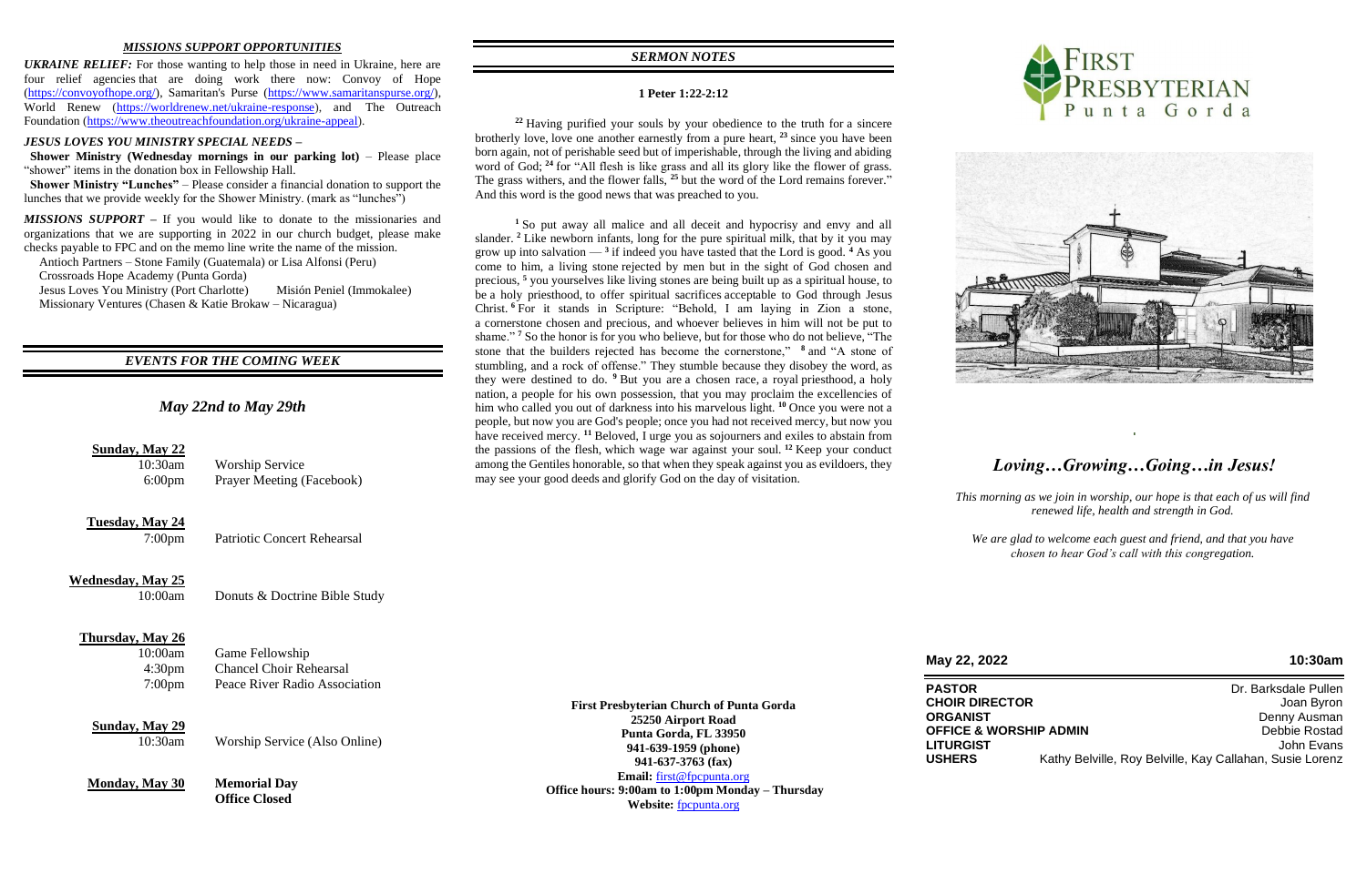## *MISSIONS SUPPORT OPPORTUNITIES*

***UKRAINE RELIEF:*** For those wanting to help those in need in Ukraine, here are four relief agencies that are doing work there now: Convoy of Hope (https://convoyofhope.org/), Samaritan's Purse (https://www.samaritanspurse.org/), World Renew (https://worldrenew.net/ukraine-response), and The Outreach Foundation (https://www.theoutreachfoundation.org/ukraine-appeal).

***JESUS LOVES YOU MINISTRY SPECIAL NEEDS –***

**Shower Ministry (Wednesday mornings in our parking lot)** – Please place "shower" items in the donation box in Fellowship Hall.

**Shower Ministry "Lunches"** – Please consider a financial donation to support the lunches that we provide weekly for the Shower Ministry. (mark as "lunches")

***MISSIONS SUPPORT –*** If you would like to donate to the missionaries and organizations that we are supporting in 2022 in our church budget, please make checks payable to FPC and on the memo line write the name of the mission.

Antioch Partners – Stone Family (Guatemala) or Lisa Alfonsi (Peru)
Crossroads Hope Academy (Punta Gorda)
Jesus Loves You Ministry (Port Charlotte) Misión Peniel (Immokalee)
Missionary Ventures (Chasen & Katie Brokaw – Nicaragua)

## *EVENTS FOR THE COMING WEEK*

### *May 22nd to May 29th*

**Sunday, May 22**
10:30am Worship Service
6:00pm Prayer Meeting (Facebook)

**Tuesday, May 24**
7:00pm Patriotic Concert Rehearsal

**Wednesday, May 25**
10:00am Donuts & Doctrine Bible Study

**Thursday, May 26**
10:00am Game Fellowship
4:30pm Chancel Choir Rehearsal
7:00pm Peace River Radio Association

**Sunday, May 29**
10:30am Worship Service (Also Online)

**Monday, May 30** **Memorial Day Office Closed**

## *SERMON NOTES*

**1 Peter 1:22-2:12**

[22] Having purified your souls by your obedience to the truth for a sincere brotherly love, love one another earnestly from a pure heart, [23] since you have been born again, not of perishable seed but of imperishable, through the living and abiding word of God; [24] for "All flesh is like grass and all its glory like the flower of grass. The grass withers, and the flower falls, [25] but the word of the Lord remains forever." And this word is the good news that was preached to you.

[1] So put away all malice and all deceit and hypocrisy and envy and all slander. [2] Like newborn infants, long for the pure spiritual milk, that by it you may grow up into salvation — [3] if indeed you have tasted that the Lord is good. [4] As you come to him, a living stone rejected by men but in the sight of God chosen and precious, [5] you yourselves like living stones are being built up as a spiritual house, to be a holy priesthood, to offer spiritual sacrifices acceptable to God through Jesus Christ. [6] For it stands in Scripture: "Behold, I am laying in Zion a stone, a cornerstone chosen and precious, and whoever believes in him will not be put to shame." [7] So the honor is for you who believe, but for those who do not believe, "The stone that the builders rejected has become the cornerstone," [8] and "A stone of stumbling, and a rock of offense." They stumble because they disobey the word, as they were destined to do. [9] But you are a chosen race, a royal priesthood, a holy nation, a people for his own possession, that you may proclaim the excellencies of him who called you out of darkness into his marvelous light. [10] Once you were not a people, but now you are God's people; once you had not received mercy, but now you have received mercy. [11] Beloved, I urge you as sojourners and exiles to abstain from the passions of the flesh, which wage war against your soul. [12] Keep your conduct among the Gentiles honorable, so that when they speak against you as evildoers, they may see your good deeds and glorify God on the day of visitation.

**First Presbyterian Church of Punta Gorda**
**25250 Airport Road**
**Punta Gorda, FL 33950**
**941-639-1959 (phone)**
**941-637-3763 (fax)**
**Email:** first@fpcpunta.org
**Office hours: 9:00am to 1:00pm Monday – Thursday**
**Website:** fpcpunta.org

FIRST PRESBYTERIAN
Punta Gorda

# *Loving…Growing…Going…in Jesus!*

*This morning as we join in worship, our hope is that each of us will find renewed life, health and strength in God.*

*We are glad to welcome each guest and friend, and that you have chosen to hear God's call with this congregation.*

**May 22, 2022** **10:30am**

| | |
|---|---|
| **PASTOR** | Dr. Barksdale Pullen |
| **CHOIR DIRECTOR** | Joan Byron |
| **ORGANIST** | Denny Ausman |
| **OFFICE & WORSHIP ADMIN** | Debbie Rostad |
| **LITURGIST** | John Evans |
| **USHERS** | Kathy Belville, Roy Belville, Kay Callahan, Susie Lorenz |